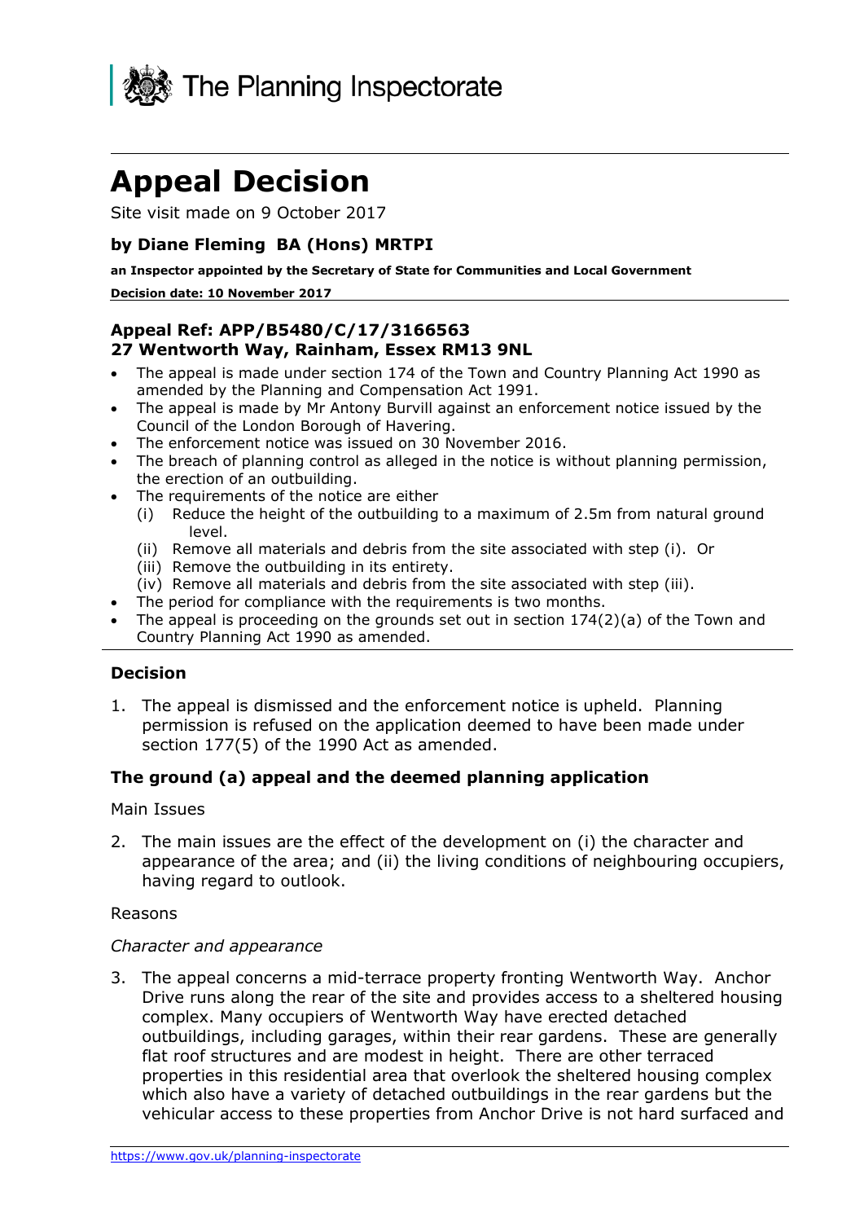The Planning Inspectorate

# Appeal Decision

Site visit made on 9 October 2017

### by Diane Fleming BA (Hons) MRTPI

**an Inspector appointed by the Secretary of State for Communities and Local Government**

**Decision date: 10 November 2017**

## Appeal Ref: APP/B5480/C/17/3166563
## 27 Wentworth Way, Rainham, Essex RM13 9NL

- The appeal is made under section 174 of the Town and Country Planning Act 1990 as amended by the Planning and Compensation Act 1991.
- The appeal is made by Mr Antony Burvill against an enforcement notice issued by the Council of the London Borough of Havering.
- The enforcement notice was issued on 30 November 2016.
- The breach of planning control as alleged in the notice is without planning permission, the erection of an outbuilding.
- The requirements of the notice are either
  - (i) Reduce the height of the outbuilding to a maximum of 2.5m from natural ground level.
  - (ii) Remove all materials and debris from the site associated with step (i). Or
  - (iii) Remove the outbuilding in its entirety.
  - (iv) Remove all materials and debris from the site associated with step (iii).
- The period for compliance with the requirements is two months.
- The appeal is proceeding on the grounds set out in section 174(2)(a) of the Town and Country Planning Act 1990 as amended.

## Decision

1. The appeal is dismissed and the enforcement notice is upheld. Planning permission is refused on the application deemed to have been made under section 177(5) of the 1990 Act as amended.

## The ground (a) appeal and the deemed planning application

Main Issues

2. The main issues are the effect of the development on (i) the character and appearance of the area; and (ii) the living conditions of neighbouring occupiers, having regard to outlook.

Reasons

*Character and appearance*

3. The appeal concerns a mid-terrace property fronting Wentworth Way. Anchor Drive runs along the rear of the site and provides access to a sheltered housing complex. Many occupiers of Wentworth Way have erected detached outbuildings, including garages, within their rear gardens. These are generally flat roof structures and are modest in height. There are other terraced properties in this residential area that overlook the sheltered housing complex which also have a variety of detached outbuildings in the rear gardens but the vehicular access to these properties from Anchor Drive is not hard surfaced and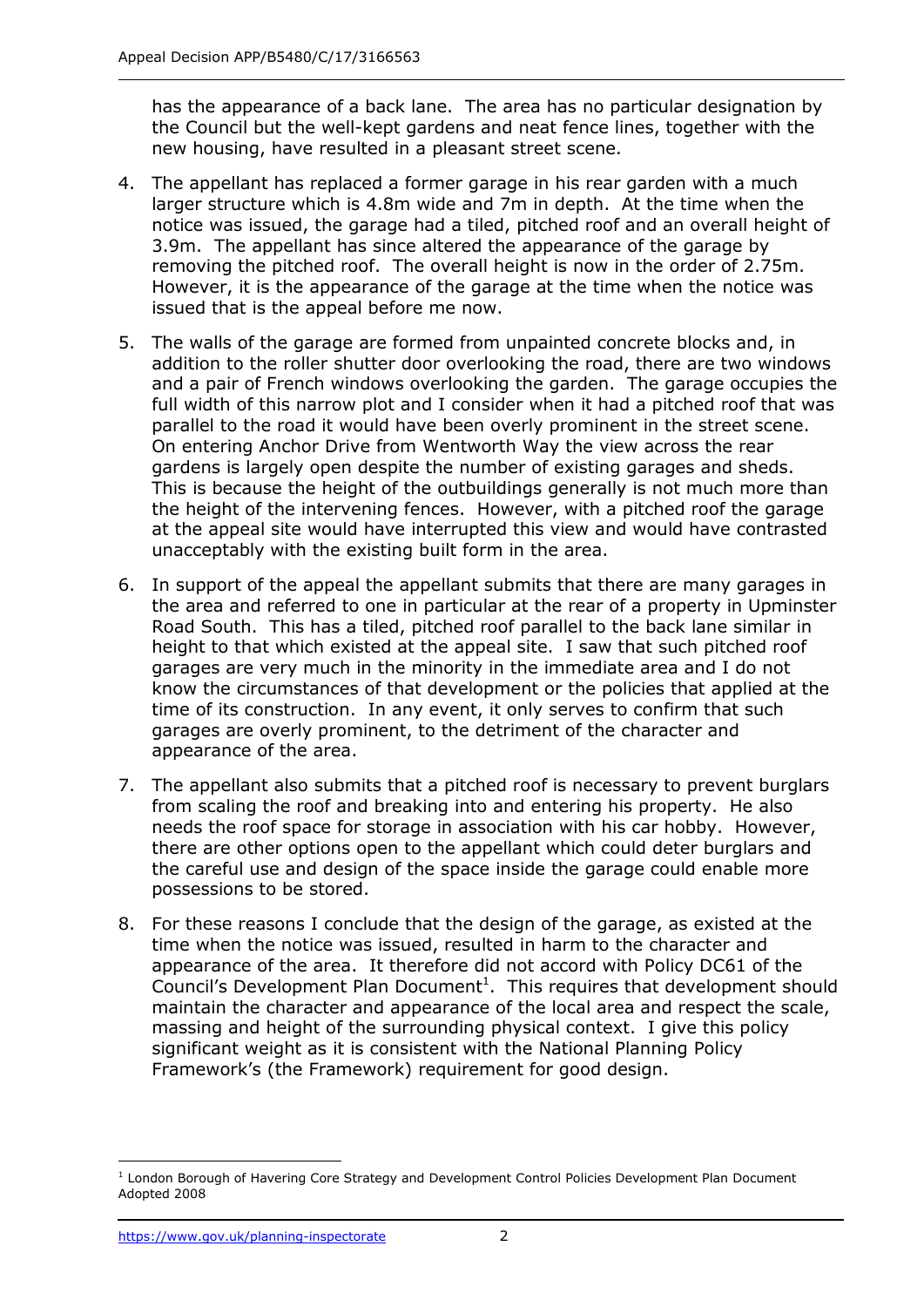has the appearance of a back lane. The area has no particular designation by the Council but the well-kept gardens and neat fence lines, together with the new housing, have resulted in a pleasant street scene.

4. The appellant has replaced a former garage in his rear garden with a much larger structure which is 4.8m wide and 7m in depth. At the time when the notice was issued, the garage had a tiled, pitched roof and an overall height of 3.9m. The appellant has since altered the appearance of the garage by removing the pitched roof. The overall height is now in the order of 2.75m. However, it is the appearance of the garage at the time when the notice was issued that is the appeal before me now.

5. The walls of the garage are formed from unpainted concrete blocks and, in addition to the roller shutter door overlooking the road, there are two windows and a pair of French windows overlooking the garden. The garage occupies the full width of this narrow plot and I consider when it had a pitched roof that was parallel to the road it would have been overly prominent in the street scene. On entering Anchor Drive from Wentworth Way the view across the rear gardens is largely open despite the number of existing garages and sheds. This is because the height of the outbuildings generally is not much more than the height of the intervening fences. However, with a pitched roof the garage at the appeal site would have interrupted this view and would have contrasted unacceptably with the existing built form in the area.

6. In support of the appeal the appellant submits that there are many garages in the area and referred to one in particular at the rear of a property in Upminster Road South. This has a tiled, pitched roof parallel to the back lane similar in height to that which existed at the appeal site. I saw that such pitched roof garages are very much in the minority in the immediate area and I do not know the circumstances of that development or the policies that applied at the time of its construction. In any event, it only serves to confirm that such garages are overly prominent, to the detriment of the character and appearance of the area.

7. The appellant also submits that a pitched roof is necessary to prevent burglars from scaling the roof and breaking into and entering his property. He also needs the roof space for storage in association with his car hobby. However, there are other options open to the appellant which could deter burglars and the careful use and design of the space inside the garage could enable more possessions to be stored.

8. For these reasons I conclude that the design of the garage, as existed at the time when the notice was issued, resulted in harm to the character and appearance of the area. It therefore did not accord with Policy DC61 of the Council's Development Plan Document[1]. This requires that development should maintain the character and appearance of the local area and respect the scale, massing and height of the surrounding physical context. I give this policy significant weight as it is consistent with the National Planning Policy Framework's (the Framework) requirement for good design.

---

[1] London Borough of Havering Core Strategy and Development Control Policies Development Plan Document Adopted 2008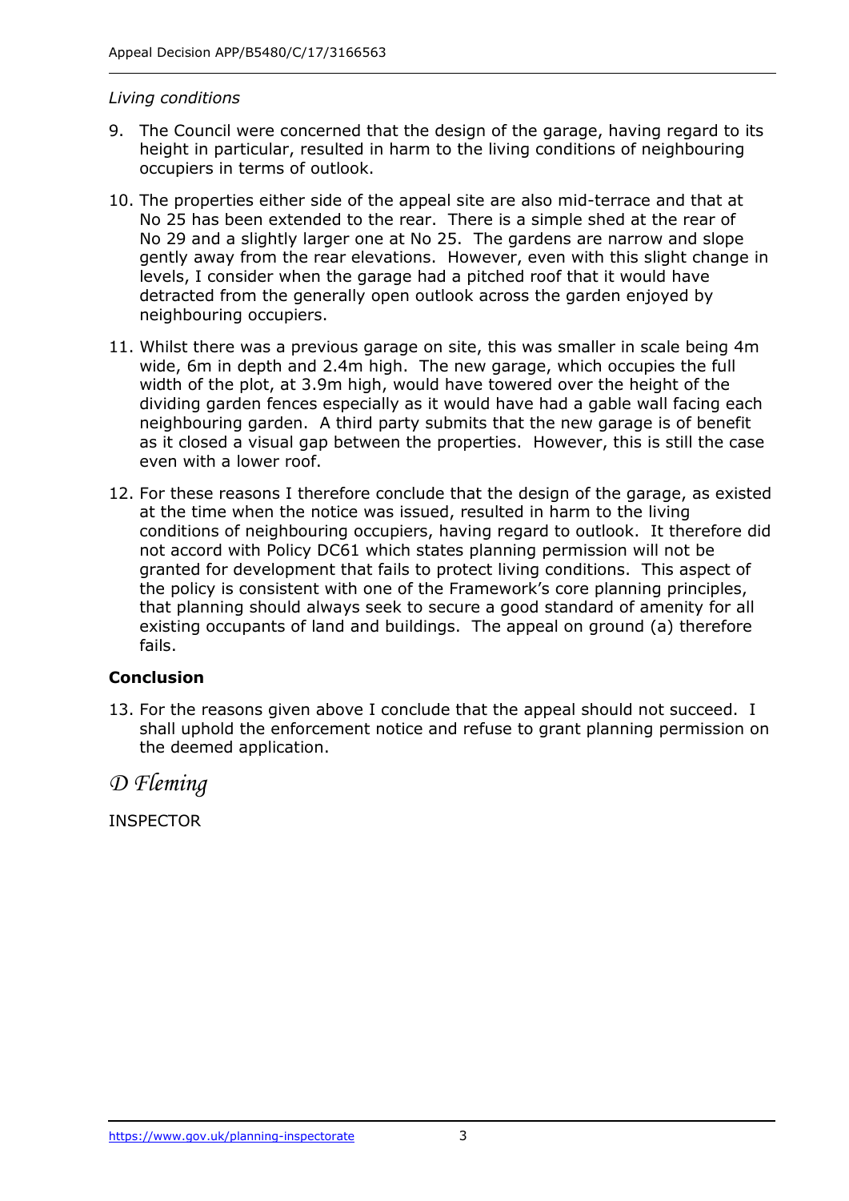*Living conditions*

9. The Council were concerned that the design of the garage, having regard to its height in particular, resulted in harm to the living conditions of neighbouring occupiers in terms of outlook.

10. The properties either side of the appeal site are also mid-terrace and that at No 25 has been extended to the rear. There is a simple shed at the rear of No 29 and a slightly larger one at No 25. The gardens are narrow and slope gently away from the rear elevations. However, even with this slight change in levels, I consider when the garage had a pitched roof that it would have detracted from the generally open outlook across the garden enjoyed by neighbouring occupiers.

11. Whilst there was a previous garage on site, this was smaller in scale being 4m wide, 6m in depth and 2.4m high. The new garage, which occupies the full width of the plot, at 3.9m high, would have towered over the height of the dividing garden fences especially as it would have had a gable wall facing each neighbouring garden. A third party submits that the new garage is of benefit as it closed a visual gap between the properties. However, this is still the case even with a lower roof.

12. For these reasons I therefore conclude that the design of the garage, as existed at the time when the notice was issued, resulted in harm to the living conditions of neighbouring occupiers, having regard to outlook. It therefore did not accord with Policy DC61 which states planning permission will not be granted for development that fails to protect living conditions. This aspect of the policy is consistent with one of the Framework's core planning principles, that planning should always seek to secure a good standard of amenity for all existing occupants of land and buildings. The appeal on ground (a) therefore fails.

## Conclusion

13. For the reasons given above I conclude that the appeal should not succeed. I shall uphold the enforcement notice and refuse to grant planning permission on the deemed application.

*D Fleming*

INSPECTOR